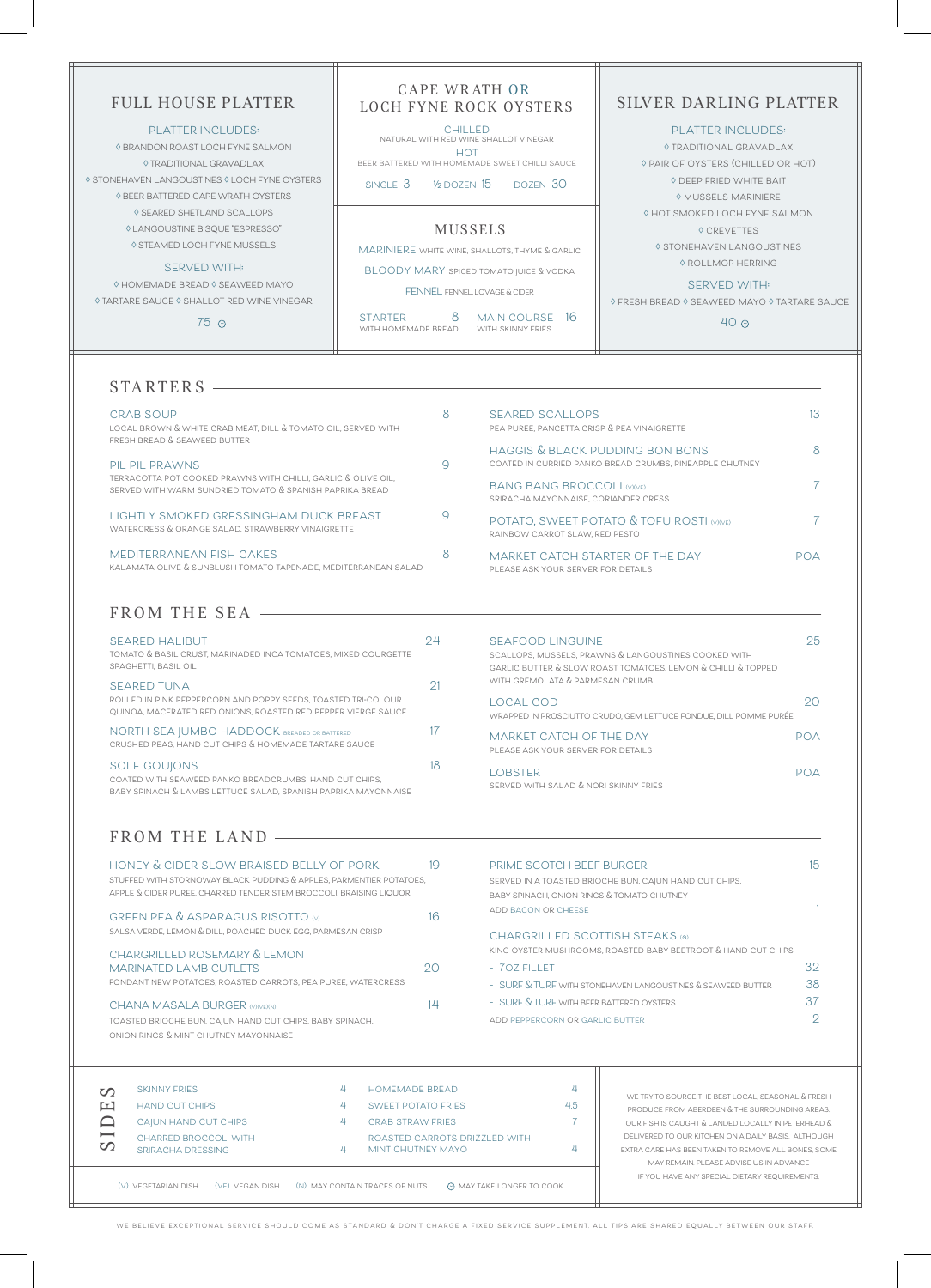## FULL HOUSE PLATTER

PLATTER INCLUDES:

◊ BRANDON ROAST LOCH FYNE SALMON
◊ TRADITIONAL GRAVADLAX
◊ STONEHAVEN LANGOUSTINES ◊ LOCH FYNE OYSTERS
◊ BEER BATTERED CAPE WRATH OYSTERS
◊ SEARED SHETLAND SCALLOPS
◊ LANGOUSTINE BISQUE "ESPRESSO"
◊ STEAMED LOCH FYNE MUSSELS

SERVED WITH:

◊ HOMEMADE BREAD ◊ SEAWEED MAYO
◊ TARTARE SAUCE ◊ SHALLOT RED WINE VINEGAR

75 ⊙

## CAPE WRATH OR LOCH FYNE ROCK OYSTERS

CHILLED
NATURAL WITH RED WINE SHALLOT VINEGAR

HOT
BEER BATTERED WITH HOMEMADE SWEET CHILLI SAUCE

SINGLE 3 | ½ DOZEN 15 | DOZEN 30

## MUSSELS

MARINIERE WHITE WINE, SHALLOTS, THYME & GARLIC

BLOODY MARY SPICED TOMATO JUICE & VODKA

FENNEL FENNEL, LOVAGE & CIDER

STARTER 8 WITH HOMEMADE BREAD | MAIN COURSE 16 WITH SKINNY FRIES

## SILVER DARLING PLATTER

PLATTER INCLUDES:

◊ TRADITIONAL GRAVADLAX
◊ PAIR OF OYSTERS (CHILLED OR HOT)
◊ DEEP FRIED WHITE BAIT
◊ MUSSELS MARINIERE
◊ HOT SMOKED LOCH FYNE SALMON
◊ CREVETTES
◊ STONEHAVEN LANGOUSTINES
◊ ROLLMOP HERRING

SERVED WITH:

◊ FRESH BREAD ◊ SEAWEED MAYO ◊ TARTARE SAUCE

40 ⊙

## STARTERS

**CRAB SOUP** 8
LOCAL BROWN & WHITE CRAB MEAT, DILL & TOMATO OIL, SERVED WITH FRESH BREAD & SEAWEED BUTTER

**PIL PIL PRAWNS** 9
TERRACOTTA POT COOKED PRAWNS WITH CHILLI, GARLIC & OLIVE OIL, SERVED WITH WARM SUNDRIED TOMATO & SPANISH PAPRIKA BREAD

**LIGHTLY SMOKED GRESSINGHAM DUCK BREAST** 9
WATERCRESS & ORANGE SALAD, STRAWBERRY VINAIGRETTE

**MEDITERRANEAN FISH CAKES** 8
KALAMATA OLIVE & SUNBLUSH TOMATO TAPENADE, MEDITERRANEAN SALAD

**SEARED SCALLOPS** 13
PEA PUREE, PANCETTA CRISP & PEA VINAIGRETTE

**HAGGIS & BLACK PUDDING BON BONS** 8
COATED IN CURRIED PANKO BREAD CRUMBS, PINEAPPLE CHUTNEY

**BANG BANG BROCCOLI** (V)(VE) 7
SRIRACHA MAYONNAISE, CORIANDER CRESS

**POTATO, SWEET POTATO & TOFU ROSTI** (V)(VE) 7
RAINBOW CARROT SLAW, RED PESTO

**MARKET CATCH STARTER OF THE DAY** POA
PLEASE ASK YOUR SERVER FOR DETAILS

## FROM THE SEA

**SEARED HALIBUT** 24
TOMATO & BASIL CRUST, MARINADED INCA TOMATOES, MIXED COURGETTE SPAGHETTI, BASIL OIL

**SEARED TUNA** 21
ROLLED IN PINK PEPPERCORN AND POPPY SEEDS, TOASTED TRI-COLOUR QUINOA, MACERATED RED ONIONS, ROASTED RED PEPPER VIERGE SAUCE

**NORTH SEA JUMBO HADDOCK** BREADED OR BATTERED 17
CRUSHED PEAS, HAND CUT CHIPS & HOMEMADE TARTARE SAUCE

**SOLE GOUJONS** 18
COATED WITH SEAWEED PANKO BREADCRUMBS, HAND CUT CHIPS, BABY SPINACH & LAMBS LETTUCE SALAD, SPANISH PAPRIKA MAYONNAISE

**SEAFOOD LINGUINE** 25
SCALLOPS, MUSSELS, PRAWNS & LANGOUSTINES COOKED WITH GARLIC BUTTER & SLOW ROAST TOMATOES, LEMON & CHILLI & TOPPED WITH GREMOLATA & PARMESAN CRUMB

**LOCAL COD** 20
WRAPPED IN PROSCIUTTO CRUDO, GEM LETTUCE FONDUE, DILL POMME PURÉE

**MARKET CATCH OF THE DAY** POA
PLEASE ASK YOUR SERVER FOR DETAILS

**LOBSTER** POA
SERVED WITH SALAD & NORI SKINNY FRIES

## FROM THE LAND

**HONEY & CIDER SLOW BRAISED BELLY OF PORK** 19
STUFFED WITH STORNOWAY BLACK PUDDING & APPLES, PARMENTIER POTATOES, APPLE & CIDER PUREE, CHARRED TENDER STEM BROCCOLI, BRAISING LIQUOR

**GREEN PEA & ASPARAGUS RISOTTO** (V) 16
SALSA VERDE, LEMON & DILL, POACHED DUCK EGG, PARMESAN CRISP

**CHARGRILLED ROSEMARY & LEMON MARINATED LAMB CUTLETS** 20
FONDANT NEW POTATOES, ROASTED CARROTS, PEA PUREE, WATERCRESS

**CHANA MASALA BURGER** (V)(VE)(N) 14
TOASTED BRIOCHE BUN, CAJUN HAND CUT CHIPS, BABY SPINACH, ONION RINGS & MINT CHUTNEY MAYONNAISE

**PRIME SCOTCH BEEF BURGER** 15
SERVED IN A TOASTED BRIOCHE BUN, CAJUN HAND CUT CHIPS, BABY SPINACH, ONION RINGS & TOMATO CHUTNEY
ADD BACON OR CHEESE 1

**CHARGRILLED SCOTTISH STEAKS** ⊙
KING OYSTER MUSHROOMS, ROASTED BABY BEETROOT & HAND CUT CHIPS

- 7OZ FILLET 32
- SURF & TURF WITH STONEHAVEN LANGOUSTINES & SEAWEED BUTTER 38
- SURF & TURF WITH BEER BATTERED OYSTERS 37

ADD PEPPERCORN OR GARLIC BUTTER 2

## SIDES

| Item | Price | Item | Price |
|---|---|---|---|
| SKINNY FRIES | 4 | HOMEMADE BREAD | 4 |
| HAND CUT CHIPS | 4 | SWEET POTATO FRIES | 4.5 |
| CAJUN HAND CUT CHIPS | 4 | CRAB STRAW FRIES | 7 |
| CHARRED BROCCOLI WITH SRIRACHA DRESSING | 4 | ROASTED CARROTS DRIZZLED WITH MINT CHUTNEY MAYO | 4 |

(V) VEGETARIAN DISH (VE) VEGAN DISH (N) MAY CONTAIN TRACES OF NUTS ⊙ MAY TAKE LONGER TO COOK

WE TRY TO SOURCE THE BEST LOCAL, SEASONAL & FRESH PRODUCE FROM ABERDEEN & THE SURROUNDING AREAS. OUR FISH IS CAUGHT & LANDED LOCALLY IN PETERHEAD & DELIVERED TO OUR KITCHEN ON A DAILY BASIS. ALTHOUGH EXTRA CARE HAS BEEN TAKEN TO REMOVE ALL BONES, SOME MAY REMAIN. PLEASE ADVISE US IN ADVANCE IF YOU HAVE ANY SPECIAL DIETARY REQUIREMENTS.

WE BELIEVE EXCEPTIONAL SERVICE SHOULD COME AS STANDARD & DON'T CHARGE A FIXED SERVICE SUPPLEMENT. ALL TIPS ARE SHARED EQUALLY BETWEEN OUR STAFF.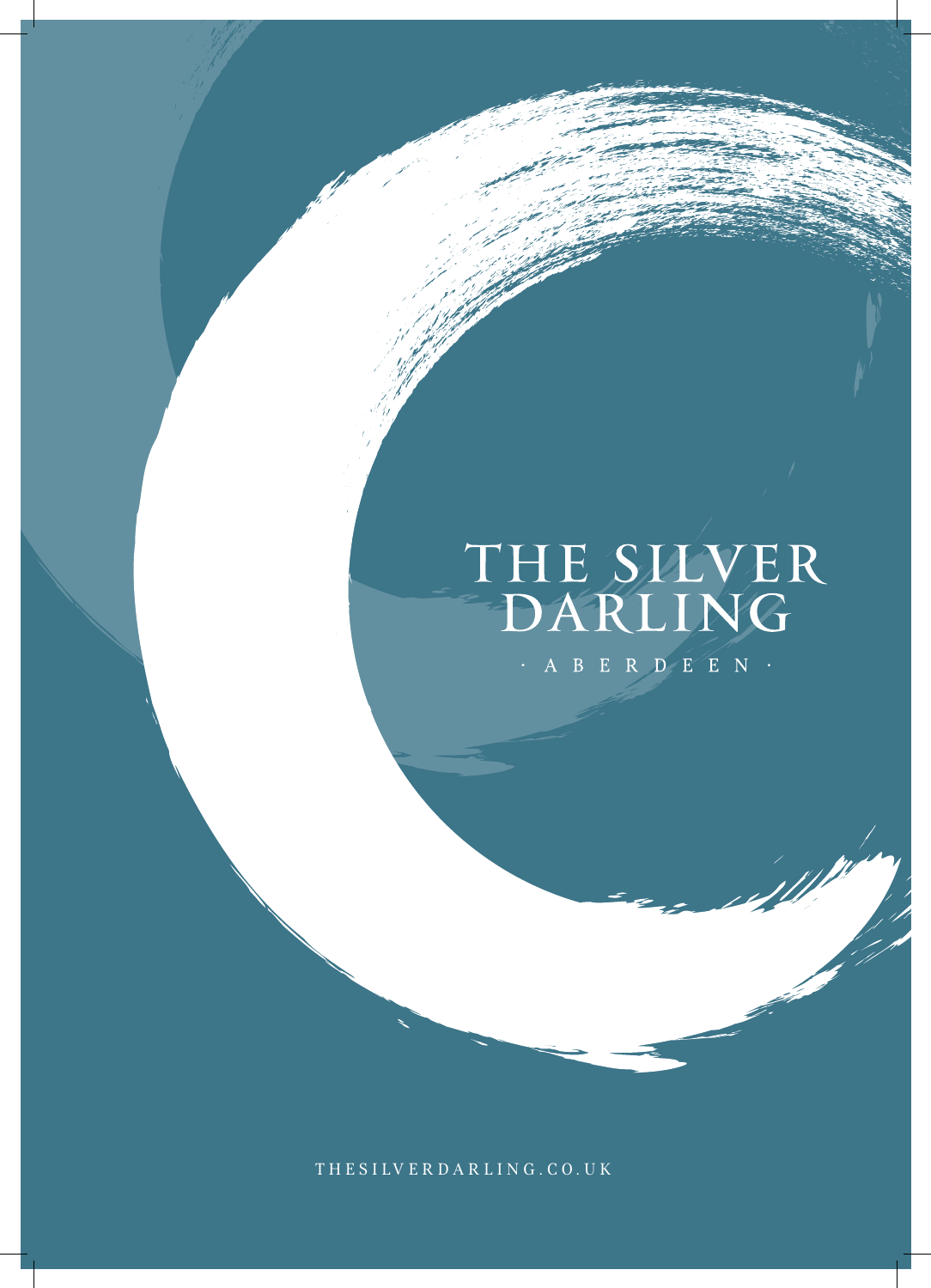# THE SILVER DARLING

· ABERDEEN ·

THESILVERDARLING.CO.UK